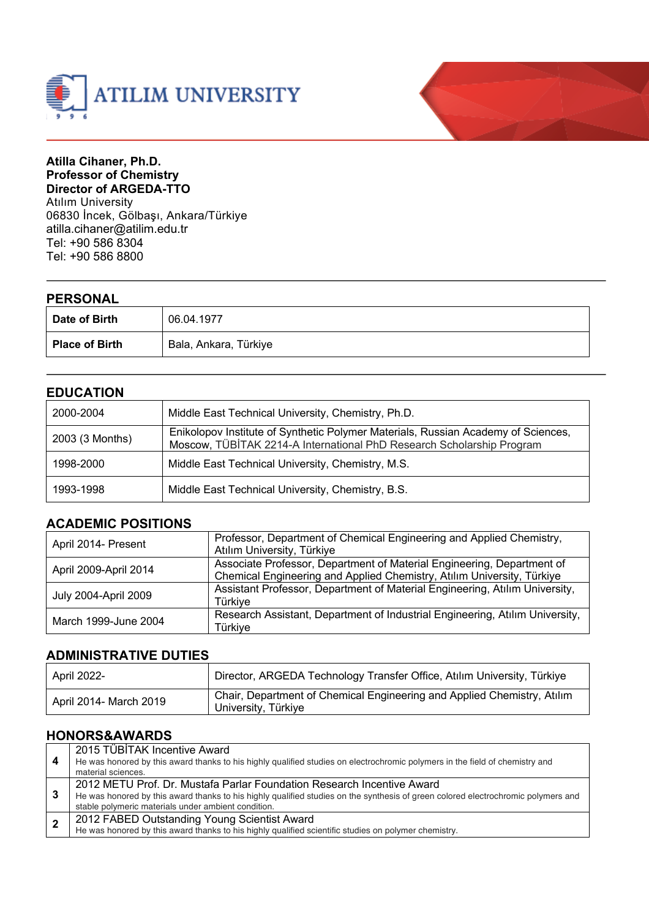**Atilla Cihaner, Ph.D.**
**Professor of Chemistry**
**Director of ARGEDA-TTO**
Atılım University
06830 İncek, Gölbaşı, Ankara/Türkiye
atilla.cihaner@atilim.edu.tr
Tel: +90 586 8304
Tel: +90 586 8800

## PERSONAL

| | |
|---|---|
| **Date of Birth** | 06.04.1977 |
| **Place of Birth** | Bala, Ankara, Türkiye |

## EDUCATION

| | |
|---|---|
| 2000-2004 | Middle East Technical University, Chemistry, Ph.D. |
| 2003 (3 Months) | Enikolopov Institute of Synthetic Polymer Materials, Russian Academy of Sciences, Moscow, TÜBİTAK 2214-A International PhD Research Scholarship Program |
| 1998-2000 | Middle East Technical University, Chemistry, M.S. |
| 1993-1998 | Middle East Technical University, Chemistry, B.S. |

## ACADEMIC POSITIONS

| | |
|---|---|
| April 2014- Present | Professor, Department of Chemical Engineering and Applied Chemistry, Atılım University, Türkiye |
| April 2009-April 2014 | Associate Professor, Department of Material Engineering, Department of Chemical Engineering and Applied Chemistry, Atılım University, Türkiye |
| July 2004-April 2009 | Assistant Professor, Department of Material Engineering, Atılım University, Türkiye |
| March 1999-June 2004 | Research Assistant, Department of Industrial Engineering, Atılım University, Türkiye |

## ADMINISTRATIVE DUTIES

| | |
|---|---|
| April 2022- | Director, ARGEDA Technology Transfer Office, Atılım University, Türkiye |
| April 2014- March 2019 | Chair, Department of Chemical Engineering and Applied Chemistry, Atılım University, Türkiye |

## HONORS&AWARDS

| | |
|---|---|
| **4** | 2015 TÜBİTAK Incentive Award<br>He was honored by this award thanks to his highly qualified studies on electrochromic polymers in the field of chemistry and material sciences. |
| **3** | 2012 METU Prof. Dr. Mustafa Parlar Foundation Research Incentive Award<br>He was honored by this award thanks to his highly qualified studies on the synthesis of green colored electrochromic polymers and stable polymeric materials under ambient condition. |
| **2** | 2012 FABED Outstanding Young Scientist Award<br>He was honored by this award thanks to his highly qualified scientific studies on polymer chemistry. |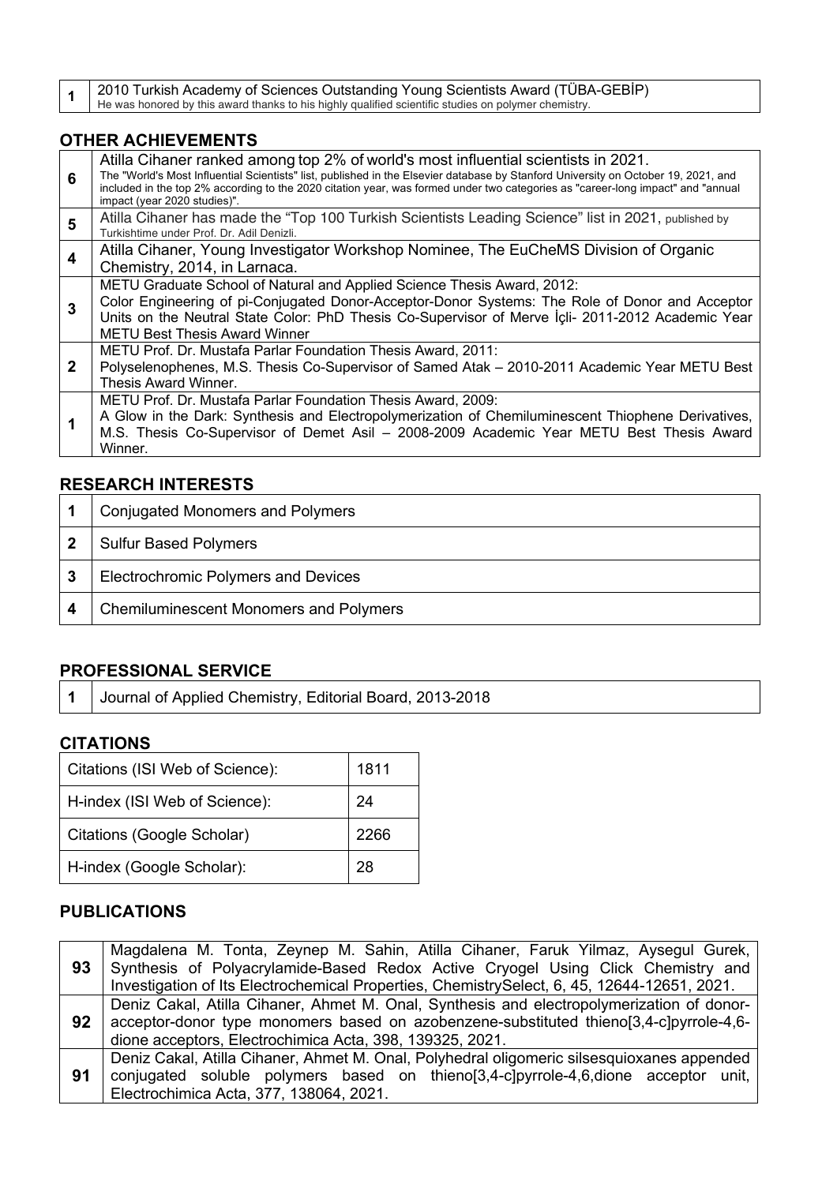| 1 | 2010 Turkish Academy of Sciences Outstanding Young Scientists Award (TÜBA-GEBİP)<br>He was honored by this award thanks to his highly qualified scientific studies on polymer chemistry. |
|---|---|

## OTHER ACHIEVEMENTS

| 6 | Atilla Cihaner ranked among top 2% of world's most influential scientists in 2021.<br>The "World's Most Influential Scientists" list, published in the Elsevier database by Stanford University on October 19, 2021, and included in the top 2% according to the 2020 citation year, was formed under two categories as "career-long impact" and "annual impact (year 2020 studies)". |
|---|---|
| 5 | Atilla Cihaner has made the "Top 100 Turkish Scientists Leading Science" list in 2021, published by Turkishtime under Prof. Dr. Adil Denizli. |
| 4 | Atilla Cihaner, Young Investigator Workshop Nominee, The EuCheMS Division of Organic Chemistry, 2014, in Larnaca. |
| 3 | METU Graduate School of Natural and Applied Science Thesis Award, 2012:<br>Color Engineering of pi-Conjugated Donor-Acceptor-Donor Systems: The Role of Donor and Acceptor Units on the Neutral State Color: PhD Thesis Co-Supervisor of Merve İçli- 2011-2012 Academic Year METU Best Thesis Award Winner |
| 2 | METU Prof. Dr. Mustafa Parlar Foundation Thesis Award, 2011:<br>Polyselenophenes, M.S. Thesis Co-Supervisor of Samed Atak – 2010-2011 Academic Year METU Best Thesis Award Winner. |
| 1 | METU Prof. Dr. Mustafa Parlar Foundation Thesis Award, 2009:<br>A Glow in the Dark: Synthesis and Electropolymerization of Chemiluminescent Thiophene Derivatives, M.S. Thesis Co-Supervisor of Demet Asil – 2008-2009 Academic Year METU Best Thesis Award Winner. |

## RESEARCH INTERESTS

| 1 | Conjugated Monomers and Polymers |
|---|---|
| 2 | Sulfur Based Polymers |
| 3 | Electrochromic Polymers and Devices |
| 4 | Chemiluminescent Monomers and Polymers |

## PROFESSIONAL SERVICE

| 1 | Journal of Applied Chemistry, Editorial Board, 2013-2018 |
|---|---|

## CITATIONS

| Citations (ISI Web of Science): | 1811 |
|---|---|
| H-index (ISI Web of Science): | 24 |
| Citations (Google Scholar) | 2266 |
| H-index (Google Scholar): | 28 |

## PUBLICATIONS

| 93 | Magdalena M. Tonta, Zeynep M. Sahin, Atilla Cihaner, Faruk Yilmaz, Aysegul Gurek, Synthesis of Polyacrylamide-Based Redox Active Cryogel Using Click Chemistry and Investigation of Its Electrochemical Properties, ChemistrySelect, 6, 45, 12644-12651, 2021. |
|---|---|
| 92 | Deniz Cakal, Atilla Cihaner, Ahmet M. Onal, Synthesis and electropolymerization of donor-acceptor-donor type monomers based on azobenzene-substituted thieno[3,4-c]pyrrole-4,6-dione acceptors, Electrochimica Acta, 398, 139325, 2021. |
| 91 | Deniz Cakal, Atilla Cihaner, Ahmet M. Onal, Polyhedral oligomeric silsesquioxanes appended conjugated soluble polymers based on thieno[3,4-c]pyrrole-4,6,dione acceptor unit, Electrochimica Acta, 377, 138064, 2021. |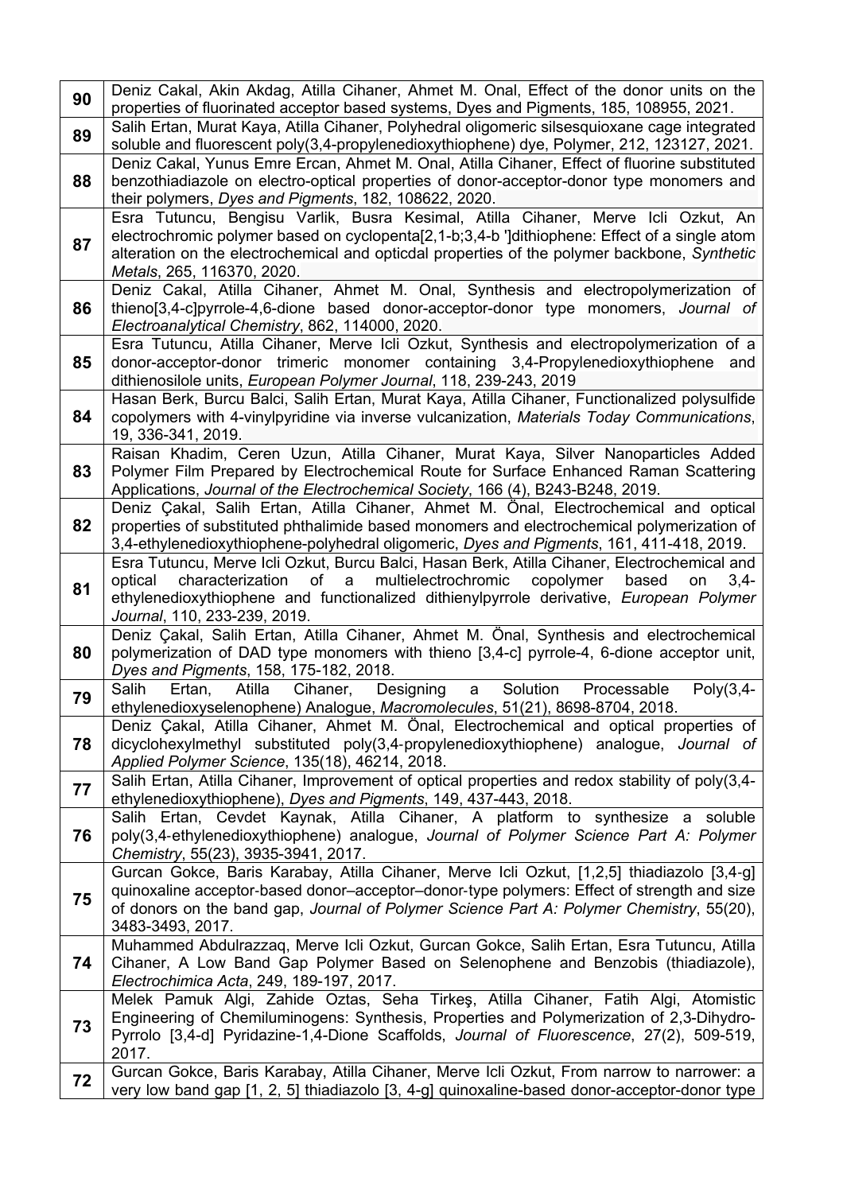| | |
|---|---|
| **90** | Deniz Cakal, Akin Akdag, Atilla Cihaner, Ahmet M. Onal, Effect of the donor units on the properties of fluorinated acceptor based systems, Dyes and Pigments, 185, 108955, 2021. |
| **89** | Salih Ertan, Murat Kaya, Atilla Cihaner, Polyhedral oligomeric silsesquioxane cage integrated soluble and fluorescent poly(3,4-propylenedioxythiophene) dye, Polymer, 212, 123127, 2021. |
| **88** | Deniz Cakal, Yunus Emre Ercan, Ahmet M. Onal, Atilla Cihaner, Effect of fluorine substituted benzothiadiazole on electro-optical properties of donor-acceptor-donor type monomers and their polymers, *Dyes and Pigments*, 182, 108622, 2020. |
| **87** | Esra Tutuncu, Bengisu Varlik, Busra Kesimal, Atilla Cihaner, Merve Icli Ozkut, An electrochromic polymer based on cyclopenta[2,1-b;3,4-b ']dithiophene: Effect of a single atom alteration on the electrochemical and opticdal properties of the polymer backbone, *Synthetic Metals*, 265, 116370, 2020. |
| **86** | Deniz Cakal, Atilla Cihaner, Ahmet M. Onal, Synthesis and electropolymerization of thieno[3,4-c]pyrrole-4,6-dione based donor-acceptor-donor type monomers, *Journal of Electroanalytical Chemistry*, 862, 114000, 2020. |
| **85** | Esra Tutuncu, Atilla Cihaner, Merve Icli Ozkut, Synthesis and electropolymerization of a donor-acceptor-donor trimeric monomer containing 3,4-Propylenedioxythiophene and dithienosilole units, *European Polymer Journal*, 118, 239-243, 2019 |
| **84** | Hasan Berk, Burcu Balci, Salih Ertan, Murat Kaya, Atilla Cihaner, Functionalized polysulfide copolymers with 4-vinylpyridine via inverse vulcanization, *Materials Today Communications*, 19, 336-341, 2019. |
| **83** | Raisan Khadim, Ceren Uzun, Atilla Cihaner, Murat Kaya, Silver Nanoparticles Added Polymer Film Prepared by Electrochemical Route for Surface Enhanced Raman Scattering Applications, *Journal of the Electrochemical Society*, 166 (4), B243-B248, 2019. |
| **82** | Deniz Çakal, Salih Ertan, Atilla Cihaner, Ahmet M. Önal, Electrochemical and optical properties of substituted phthalimide based monomers and electrochemical polymerization of 3,4-ethylenedioxythiophene-polyhedral oligomeric, *Dyes and Pigments*, 161, 411-418, 2019. |
| **81** | Esra Tutuncu, Merve Icli Ozkut, Burcu Balci, Hasan Berk, Atilla Cihaner, Electrochemical and optical characterization of a multielectrochromic copolymer based on 3,4-ethylenedioxythiophene and functionalized dithienylpyrrole derivative, *European Polymer Journal*, 110, 233-239, 2019. |
| **80** | Deniz Çakal, Salih Ertan, Atilla Cihaner, Ahmet M. Önal, Synthesis and electrochemical polymerization of DAD type monomers with thieno [3,4-c] pyrrole-4, 6-dione acceptor unit, *Dyes and Pigments*, 158, 175-182, 2018. |
| **79** | Salih Ertan, Atilla Cihaner, Designing a Solution Processable Poly(3,4-ethylenedioxyselenophene) Analogue, *Macromolecules*, 51(21), 8698-8704, 2018. |
| **78** | Deniz Çakal, Atilla Cihaner, Ahmet M. Önal, Electrochemical and optical properties of dicyclohexylmethyl substituted poly(3,4-propylenedioxythiophene) analogue, *Journal of Applied Polymer Science*, 135(18), 46214, 2018. |
| **77** | Salih Ertan, Atilla Cihaner, Improvement of optical properties and redox stability of poly(3,4-ethylenedioxythiophene), *Dyes and Pigments*, 149, 437-443, 2018. |
| **76** | Salih Ertan, Cevdet Kaynak, Atilla Cihaner, A platform to synthesize a soluble poly(3,4-ethylenedioxythiophene) analogue, *Journal of Polymer Science Part A: Polymer Chemistry*, 55(23), 3935-3941, 2017. |
| **75** | Gurcan Gokce, Baris Karabay, Atilla Cihaner, Merve Icli Ozkut, [1,2,5] thiadiazolo [3,4-g] quinoxaline acceptor-based donor–acceptor–donor-type polymers: Effect of strength and size of donors on the band gap, *Journal of Polymer Science Part A: Polymer Chemistry*, 55(20), 3483-3493, 2017. |
| **74** | Muhammed Abdulrazzaq, Merve Icli Ozkut, Gurcan Gokce, Salih Ertan, Esra Tutuncu, Atilla Cihaner, A Low Band Gap Polymer Based on Selenophene and Benzobis (thiadiazole), *Electrochimica Acta*, 249, 189-197, 2017. |
| **73** | Melek Pamuk Algi, Zahide Oztas, Seha Tirkeş, Atilla Cihaner, Fatih Algi, Atomistic Engineering of Chemiluminogens: Synthesis, Properties and Polymerization of 2,3-Dihydro-Pyrrolo [3,4-d] Pyridazine-1,4-Dione Scaffolds, *Journal of Fluorescence*, 27(2), 509-519, 2017. |
| **72** | Gurcan Gokce, Baris Karabay, Atilla Cihaner, Merve Icli Ozkut, From narrow to narrower: a very low band gap [1, 2, 5] thiadiazolo [3, 4-g] quinoxaline-based donor-acceptor-donor type |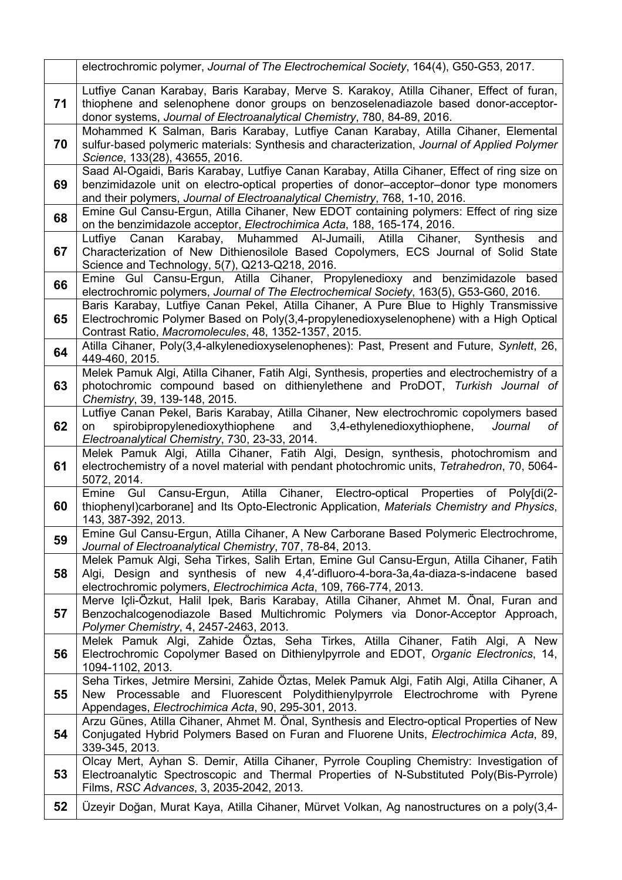| | |
|---|---|
| | electrochromic polymer, *Journal of The Electrochemical Society*, 164(4), G50-G53, 2017. |
| **71** | Lutfiye Canan Karabay, Baris Karabay, Merve S. Karakoy, Atilla Cihaner, Effect of furan, thiophene and selenophene donor groups on benzoselenadiazole based donor-acceptor-donor systems, *Journal of Electroanalytical Chemistry*, 780, 84-89, 2016. |
| **70** | Mohammed K Salman, Baris Karabay, Lutfiye Canan Karabay, Atilla Cihaner, Elemental sulfur-based polymeric materials: Synthesis and characterization, *Journal of Applied Polymer Science*, 133(28), 43655, 2016. |
| **69** | Saad Al-Ogaidi, Baris Karabay, Lutfiye Canan Karabay, Atilla Cihaner, Effect of ring size on benzimidazole unit on electro-optical properties of donor–acceptor–donor type monomers and their polymers, *Journal of Electroanalytical Chemistry*, 768, 1-10, 2016. |
| **68** | Emine Gul Cansu-Ergun, Atilla Cihaner, New EDOT containing polymers: Effect of ring size on the benzimidazole acceptor, *Electrochimica Acta*, 188, 165-174, 2016. |
| **67** | Lutfiye Canan Karabay, Muhammed Al-Jumaili, Atilla Cihaner, Synthesis and Characterization of New Dithienosilole Based Copolymers, ECS Journal of Solid State Science and Technology, 5(7), Q213-Q218, 2016. |
| **66** | Emine Gul Cansu-Ergun, Atilla Cihaner, Propylenedioxy and benzimidazole based electrochromic polymers, *Journal of The Electrochemical Society*, 163(5), G53-G60, 2016. |
| **65** | Baris Karabay, Lutfiye Canan Pekel, Atilla Cihaner, A Pure Blue to Highly Transmissive Electrochromic Polymer Based on Poly(3,4-propylenedioxyselenophene) with a High Optical Contrast Ratio, *Macromolecules*, 48, 1352-1357, 2015. |
| **64** | Atilla Cihaner, Poly(3,4-alkylenedioxyselenophenes): Past, Present and Future, *Synlett*, 26, 449-460, 2015. |
| **63** | Melek Pamuk Algi, Atilla Cihaner, Fatih Algi, Synthesis, properties and electrochemistry of a photochromic compound based on dithienylethene and ProDOT, *Turkish Journal of Chemistry*, 39, 139-148, 2015. |
| **62** | Lutfiye Canan Pekel, Baris Karabay, Atilla Cihaner, New electrochromic copolymers based on spirobipropylenedioxythiophene and 3,4-ethylenedioxythiophene, *Journal of Electroanalytical Chemistry*, 730, 23-33, 2014. |
| **61** | Melek Pamuk Algi, Atilla Cihaner, Fatih Algi, Design, synthesis, photochromism and electrochemistry of a novel material with pendant photochromic units, *Tetrahedron*, 70, 5064-5072, 2014. |
| **60** | Emine Gul Cansu-Ergun, Atilla Cihaner, Electro-optical Properties of Poly[di(2-thiophenyl)carborane] and Its Opto-Electronic Application, *Materials Chemistry and Physics*, 143, 387-392, 2013. |
| **59** | Emine Gul Cansu-Ergun, Atilla Cihaner, A New Carborane Based Polymeric Electrochrome, *Journal of Electroanalytical Chemistry*, 707, 78-84, 2013. |
| **58** | Melek Pamuk Algi, Seha Tirkes, Salih Ertan, Emine Gul Cansu-Ergun, Atilla Cihaner, Fatih Algi, Design and synthesis of new 4,4′-difluoro-4-bora-3a,4a-diaza-s-indacene based electrochromic polymers, *Electrochimica Acta*, 109, 766-774, 2013. |
| **57** | Merve Içli-Özkut, Halil Ipek, Baris Karabay, Atilla Cihaner, Ahmet M. Önal, Furan and Benzochalcogenodiazole Based Multichromic Polymers via Donor-Acceptor Approach, *Polymer Chemistry*, 4, 2457-2463, 2013. |
| **56** | Melek Pamuk Algi, Zahide Öztas, Seha Tirkes, Atilla Cihaner, Fatih Algi, A New Electrochromic Copolymer Based on Dithienylpyrrole and EDOT, *Organic Electronics*, 14, 1094-1102, 2013. |
| **55** | Seha Tirkes, Jetmire Mersini, Zahide Öztas, Melek Pamuk Algi, Fatih Algi, Atilla Cihaner, A New Processable and Fluorescent Polydithienylpyrrole Electrochrome with Pyrene Appendages, *Electrochimica Acta*, 90, 295-301, 2013. |
| **54** | Arzu Günes, Atilla Cihaner, Ahmet M. Önal, Synthesis and Electro-optical Properties of New Conjugated Hybrid Polymers Based on Furan and Fluorene Units, *Electrochimica Acta*, 89, 339-345, 2013. |
| **53** | Olcay Mert, Ayhan S. Demir, Atilla Cihaner, Pyrrole Coupling Chemistry: Investigation of Electroanalytic Spectroscopic and Thermal Properties of N-Substituted Poly(Bis-Pyrrole) Films, *RSC Advances*, 3, 2035-2042, 2013. |
| **52** | Üzeyir Doğan, Murat Kaya, Atilla Cihaner, Mürvet Volkan, Ag nanostructures on a poly(3,4- |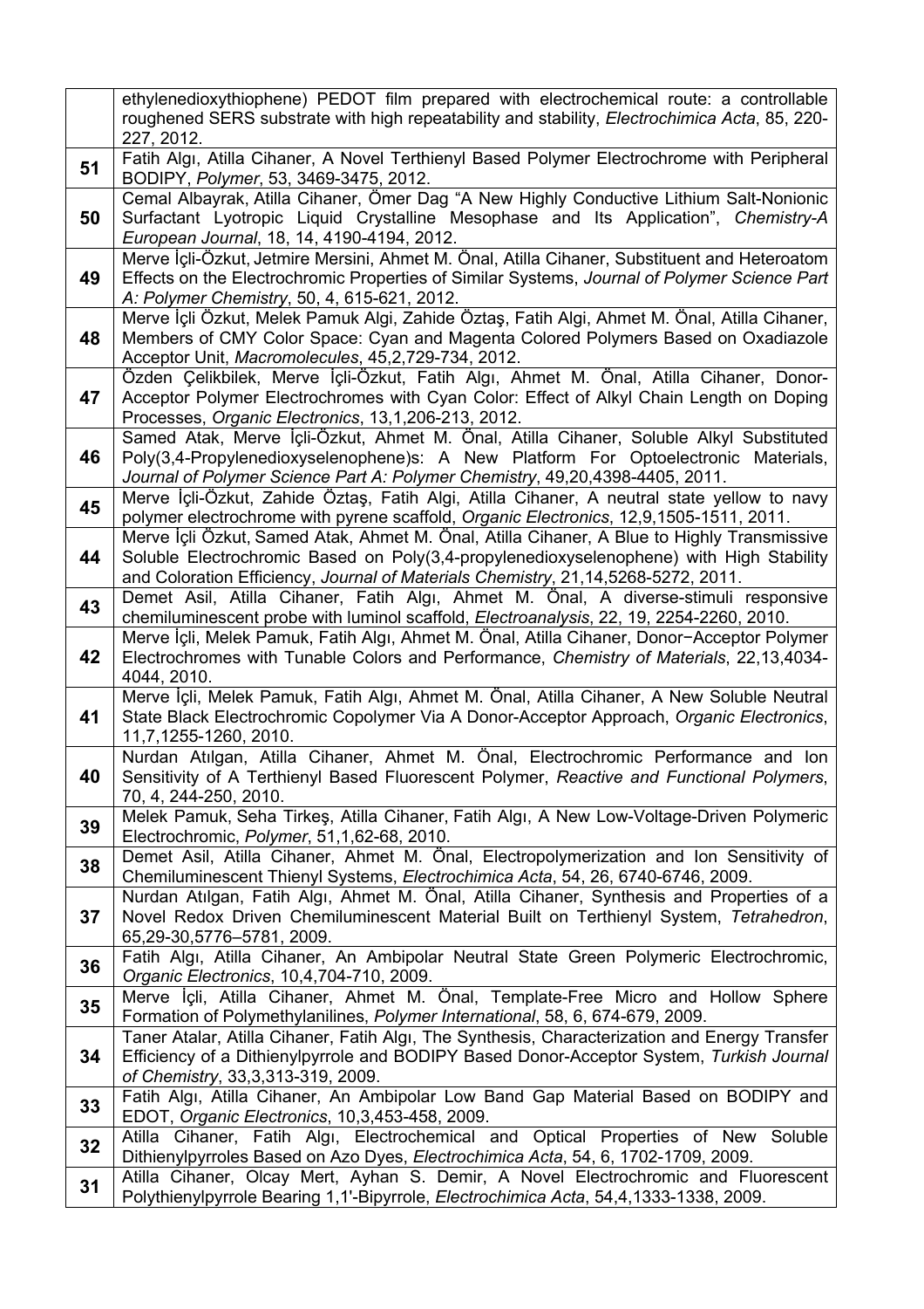| | |
|---|---|
| | ethylenedioxythiophene) PEDOT film prepared with electrochemical route: a controllable roughened SERS substrate with high repeatability and stability, *Electrochimica Acta*, 85, 220-227, 2012. |
| **51** | Fatih Algı, Atilla Cihaner, A Novel Terthienyl Based Polymer Electrochrome with Peripheral BODIPY, *Polymer*, 53, 3469-3475, 2012. |
| **50** | Cemal Albayrak, Atilla Cihaner, Ömer Dag "A New Highly Conductive Lithium Salt-Nonionic Surfactant Lyotropic Liquid Crystalline Mesophase and Its Application", *Chemistry-A European Journal*, 18, 14, 4190-4194, 2012. |
| **49** | Merve İçli-Özkut, Jetmire Mersini, Ahmet M. Önal, Atilla Cihaner, Substituent and Heteroatom Effects on the Electrochromic Properties of Similar Systems, *Journal of Polymer Science Part A: Polymer Chemistry*, 50, 4, 615-621, 2012. |
| **48** | Merve İçli Özkut, Melek Pamuk Algi, Zahide Öztaş, Fatih Algi, Ahmet M. Önal, Atilla Cihaner, Members of CMY Color Space: Cyan and Magenta Colored Polymers Based on Oxadiazole Acceptor Unit, *Macromolecules*, 45,2,729-734, 2012. |
| **47** | Özden Çelikbilek, Merve İçli-Özkut, Fatih Algı, Ahmet M. Önal, Atilla Cihaner, Donor-Acceptor Polymer Electrochromes with Cyan Color: Effect of Alkyl Chain Length on Doping Processes, *Organic Electronics*, 13,1,206-213, 2012. |
| **46** | Samed Atak, Merve İçli-Özkut, Ahmet M. Önal, Atilla Cihaner, Soluble Alkyl Substituted Poly(3,4-Propylenedioxyselenophene)s: A New Platform For Optoelectronic Materials, *Journal of Polymer Science Part A: Polymer Chemistry*, 49,20,4398-4405, 2011. |
| **45** | Merve İçli-Özkut, Zahide Öztaş, Fatih Algi, Atilla Cihaner, A neutral state yellow to navy polymer electrochrome with pyrene scaffold, *Organic Electronics*, 12,9,1505-1511, 2011. |
| **44** | Merve İçli Özkut, Samed Atak, Ahmet M. Önal, Atilla Cihaner, A Blue to Highly Transmissive Soluble Electrochromic Based on Poly(3,4-propylenedioxyselenophene) with High Stability and Coloration Efficiency, *Journal of Materials Chemistry*, 21,14,5268-5272, 2011. |
| **43** | Demet Asil, Atilla Cihaner, Fatih Algı, Ahmet M. Önal, A diverse-stimuli responsive chemiluminescent probe with luminol scaffold, *Electroanalysis*, 22, 19, 2254-2260, 2010. |
| **42** | Merve İçli, Melek Pamuk, Fatih Algı, Ahmet M. Önal, Atilla Cihaner, Donor−Acceptor Polymer Electrochromes with Tunable Colors and Performance, *Chemistry of Materials*, 22,13,4034-4044, 2010. |
| **41** | Merve İçli, Melek Pamuk, Fatih Algı, Ahmet M. Önal, Atilla Cihaner, A New Soluble Neutral State Black Electrochromic Copolymer Via A Donor-Acceptor Approach, *Organic Electronics*, 11,7,1255-1260, 2010. |
| **40** | Nurdan Atılgan, Atilla Cihaner, Ahmet M. Önal, Electrochromic Performance and Ion Sensitivity of A Terthienyl Based Fluorescent Polymer, *Reactive and Functional Polymers*, 70, 4, 244-250, 2010. |
| **39** | Melek Pamuk, Seha Tirkeş, Atilla Cihaner, Fatih Algı, A New Low-Voltage-Driven Polymeric Electrochromic, *Polymer*, 51,1,62-68, 2010. |
| **38** | Demet Asil, Atilla Cihaner, Ahmet M. Önal, Electropolymerization and Ion Sensitivity of Chemiluminescent Thienyl Systems, *Electrochimica Acta*, 54, 26, 6740-6746, 2009. |
| **37** | Nurdan Atılgan, Fatih Algı, Ahmet M. Önal, Atilla Cihaner, Synthesis and Properties of a Novel Redox Driven Chemiluminescent Material Built on Terthienyl System, *Tetrahedron*, 65,29-30,5776–5781, 2009. |
| **36** | Fatih Algı, Atilla Cihaner, An Ambipolar Neutral State Green Polymeric Electrochromic, *Organic Electronics*, 10,4,704-710, 2009. |
| **35** | Merve İçli, Atilla Cihaner, Ahmet M. Önal, Template-Free Micro and Hollow Sphere Formation of Polymethylanilines, *Polymer International*, 58, 6, 674-679, 2009. |
| **34** | Taner Atalar, Atilla Cihaner, Fatih Algı, The Synthesis, Characterization and Energy Transfer Efficiency of a Dithienylpyrrole and BODIPY Based Donor-Acceptor System, *Turkish Journal of Chemistry*, 33,3,313-319, 2009. |
| **33** | Fatih Algı, Atilla Cihaner, An Ambipolar Low Band Gap Material Based on BODIPY and EDOT, *Organic Electronics*, 10,3,453-458, 2009. |
| **32** | Atilla Cihaner, Fatih Algı, Electrochemical and Optical Properties of New Soluble Dithienylpyrroles Based on Azo Dyes, *Electrochimica Acta*, 54, 6, 1702-1709, 2009. |
| **31** | Atilla Cihaner, Olcay Mert, Ayhan S. Demir, A Novel Electrochromic and Fluorescent Polythienylpyrrole Bearing 1,1'-Bipyrrole, *Electrochimica Acta*, 54,4,1333-1338, 2009. |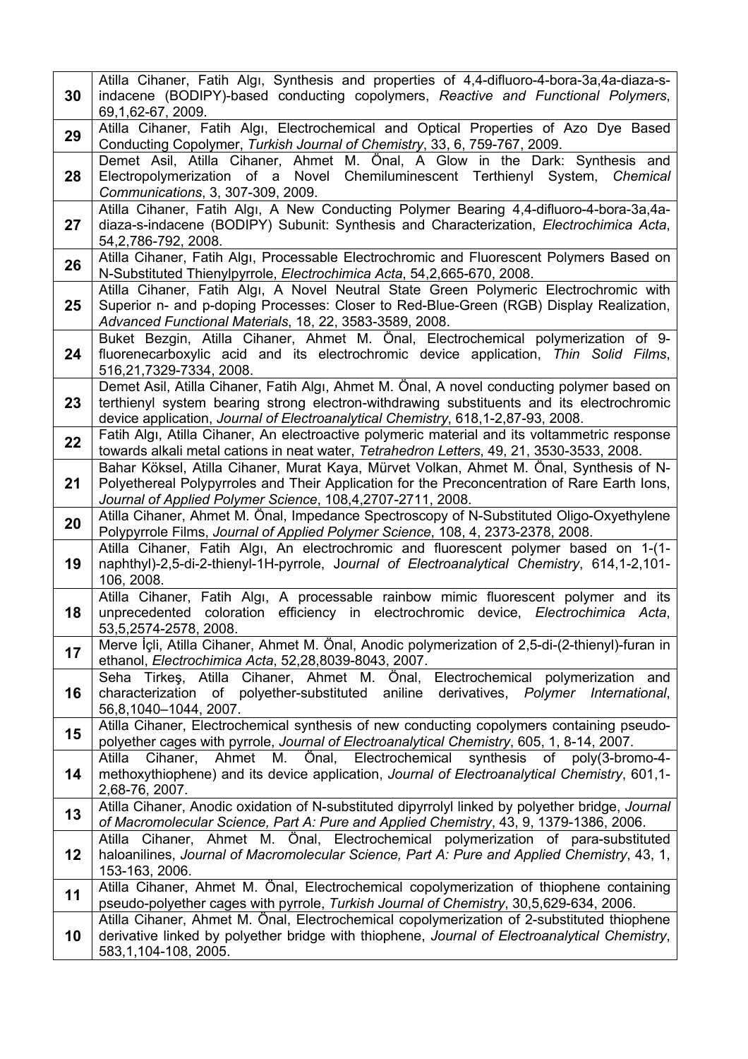| | |
|---|---|
| 30 | Atilla Cihaner, Fatih Algı, Synthesis and properties of 4,4-difluoro-4-bora-3a,4a-diaza-s-indacene (BODIPY)-based conducting copolymers, *Reactive and Functional Polymers*, 69,1,62-67, 2009. |
| 29 | Atilla Cihaner, Fatih Algı, Electrochemical and Optical Properties of Azo Dye Based Conducting Copolymer, *Turkish Journal of Chemistry*, 33, 6, 759-767, 2009. |
| 28 | Demet Asil, Atilla Cihaner, Ahmet M. Önal, A Glow in the Dark: Synthesis and Electropolymerization of a Novel Chemiluminescent Terthienyl System, *Chemical Communications*, 3, 307-309, 2009. |
| 27 | Atilla Cihaner, Fatih Algı, A New Conducting Polymer Bearing 4,4-difluoro-4-bora-3a,4a-diaza-s-indacene (BODIPY) Subunit: Synthesis and Characterization, *Electrochimica Acta*, 54,2,786-792, 2008. |
| 26 | Atilla Cihaner, Fatih Algı, Processable Electrochromic and Fluorescent Polymers Based on N-Substituted Thienylpyrrole, *Electrochimica Acta*, 54,2,665-670, 2008. |
| 25 | Atilla Cihaner, Fatih Algı, A Novel Neutral State Green Polymeric Electrochromic with Superior n- and p-doping Processes: Closer to Red-Blue-Green (RGB) Display Realization, *Advanced Functional Materials*, 18, 22, 3583-3589, 2008. |
| 24 | Buket Bezgin, Atilla Cihaner, Ahmet M. Önal, Electrochemical polymerization of 9-fluorenecarboxylic acid and its electrochromic device application, *Thin Solid Films*, 516,21,7329-7334, 2008. |
| 23 | Demet Asil, Atilla Cihaner, Fatih Algı, Ahmet M. Önal, A novel conducting polymer based on terthienyl system bearing strong electron-withdrawing substituents and its electrochromic device application, *Journal of Electroanalytical Chemistry*, 618,1-2,87-93, 2008. |
| 22 | Fatih Algı, Atilla Cihaner, An electroactive polymeric material and its voltammetric response towards alkali metal cations in neat water, *Tetrahedron Letters*, 49, 21, 3530-3533, 2008. |
| 21 | Bahar Köksel, Atilla Cihaner, Murat Kaya, Mürvet Volkan, Ahmet M. Önal, Synthesis of N-Polyethereal Polypyrroles and Their Application for the Preconcentration of Rare Earth Ions, *Journal of Applied Polymer Science*, 108,4,2707-2711, 2008. |
| 20 | Atilla Cihaner, Ahmet M. Önal, Impedance Spectroscopy of N-Substituted Oligo-Oxyethylene Polypyrrole Films, *Journal of Applied Polymer Science*, 108, 4, 2373-2378, 2008. |
| 19 | Atilla Cihaner, Fatih Algı, An electrochromic and fluorescent polymer based on 1-(1-naphthyl)-2,5-di-2-thienyl-1H-pyrrole, *Journal of Electroanalytical Chemistry*, 614,1-2,101-106, 2008. |
| 18 | Atilla Cihaner, Fatih Algı, A processable rainbow mimic fluorescent polymer and its unprecedented coloration efficiency in electrochromic device, *Electrochimica Acta*, 53,5,2574-2578, 2008. |
| 17 | Merve İçli, Atilla Cihaner, Ahmet M. Önal, Anodic polymerization of 2,5-di-(2-thienyl)-furan in ethanol, *Electrochimica Acta*, 52,28,8039-8043, 2007. |
| 16 | Seha Tirkeş, Atilla Cihaner, Ahmet M. Önal, Electrochemical polymerization and characterization of polyether-substituted aniline derivatives, *Polymer International*, 56,8,1040–1044, 2007. |
| 15 | Atilla Cihaner, Electrochemical synthesis of new conducting copolymers containing pseudo-polyether cages with pyrrole, *Journal of Electroanalytical Chemistry*, 605, 1, 8-14, 2007. |
| 14 | Atilla Cihaner, Ahmet M. Önal, Electrochemical synthesis of poly(3-bromo-4-methoxythiophene) and its device application, *Journal of Electroanalytical Chemistry*, 601,1-2,68-76, 2007. |
| 13 | Atilla Cihaner, Anodic oxidation of N-substituted dipyrrolyl linked by polyether bridge, *Journal of Macromolecular Science, Part A: Pure and Applied Chemistry*, 43, 9, 1379-1386, 2006. |
| 12 | Atilla Cihaner, Ahmet M. Önal, Electrochemical polymerization of para-substituted haloanilines, *Journal of Macromolecular Science, Part A: Pure and Applied Chemistry*, 43, 1, 153-163, 2006. |
| 11 | Atilla Cihaner, Ahmet M. Önal, Electrochemical copolymerization of thiophene containing pseudo-polyether cages with pyrrole, *Turkish Journal of Chemistry*, 30,5,629-634, 2006. |
| 10 | Atilla Cihaner, Ahmet M. Önal, Electrochemical copolymerization of 2-substituted thiophene derivative linked by polyether bridge with thiophene, *Journal of Electroanalytical Chemistry*, 583,1,104-108, 2005. |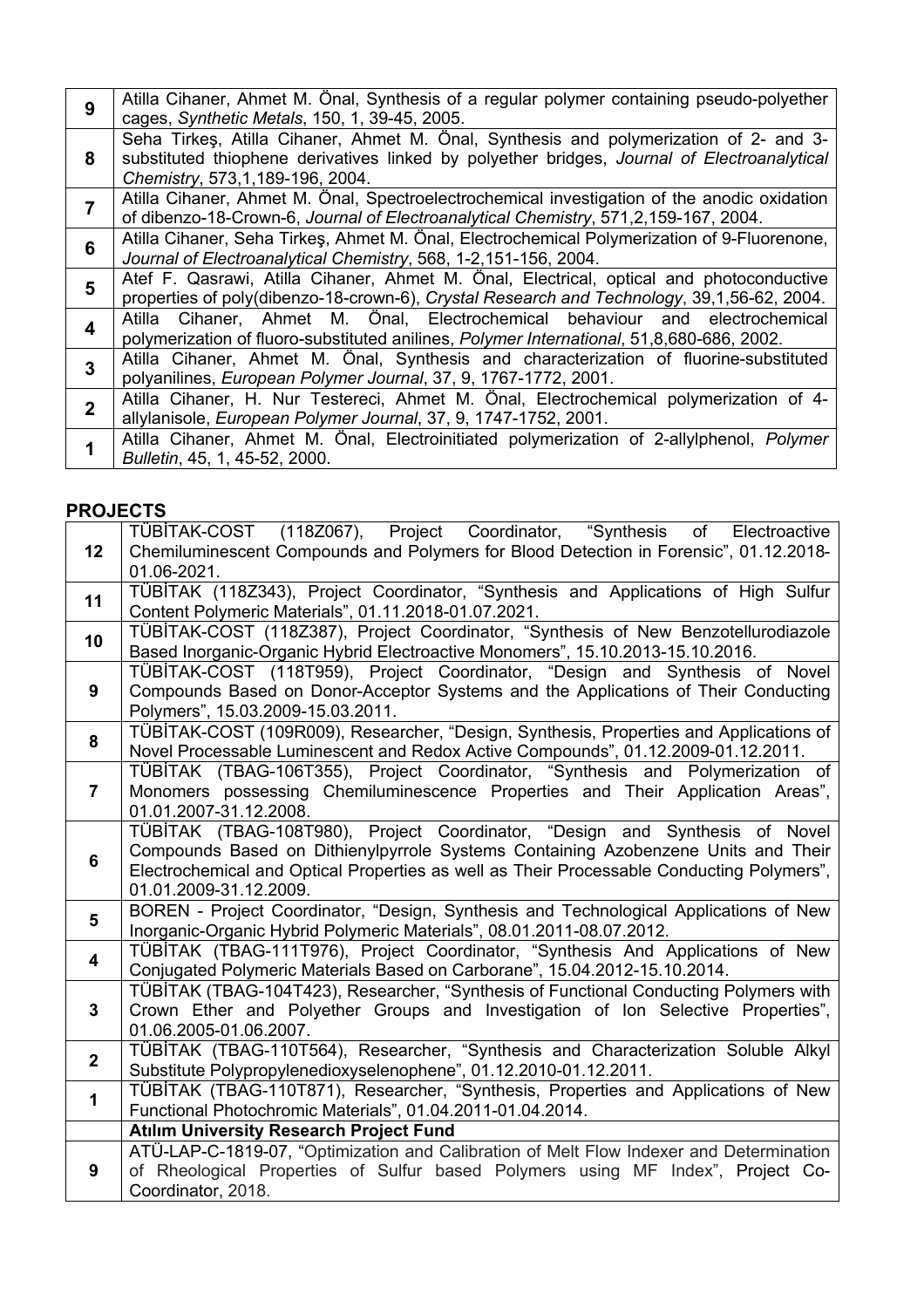| | |
|---|---|
| **9** | Atilla Cihaner, Ahmet M. Önal, Synthesis of a regular polymer containing pseudo-polyether cages, *Synthetic Metals*, 150, 1, 39-45, 2005. |
| **8** | Seha Tirkeş, Atilla Cihaner, Ahmet M. Önal, Synthesis and polymerization of 2- and 3-substituted thiophene derivatives linked by polyether bridges, *Journal of Electroanalytical Chemistry*, 573,1,189-196, 2004. |
| **7** | Atilla Cihaner, Ahmet M. Önal, Spectroelectrochemical investigation of the anodic oxidation of dibenzo-18-Crown-6, *Journal of Electroanalytical Chemistry*, 571,2,159-167, 2004. |
| **6** | Atilla Cihaner, Seha Tirkeş, Ahmet M. Önal, Electrochemical Polymerization of 9-Fluorenone, *Journal of Electroanalytical Chemistry*, 568, 1-2,151-156, 2004. |
| **5** | Atef F. Qasrawi, Atilla Cihaner, Ahmet M. Önal, Electrical, optical and photoconductive properties of poly(dibenzo-18-crown-6), *Crystal Research and Technology*, 39,1,56-62, 2004. |
| **4** | Atilla Cihaner, Ahmet M. Önal, Electrochemical behaviour and electrochemical polymerization of fluoro-substituted anilines, *Polymer International*, 51,8,680-686, 2002. |
| **3** | Atilla Cihaner, Ahmet M. Önal, Synthesis and characterization of fluorine-substituted polyanilines, *European Polymer Journal*, 37, 9, 1767-1772, 2001. |
| **2** | Atilla Cihaner, H. Nur Testereci, Ahmet M. Önal, Electrochemical polymerization of 4-allylanisole, *European Polymer Journal*, 37, 9, 1747-1752, 2001. |
| **1** | Atilla Cihaner, Ahmet M. Önal, Electroinitiated polymerization of 2-allylphenol, *Polymer Bulletin*, 45, 1, 45-52, 2000. |

## PROJECTS

| | |
|---|---|
| **12** | TÜBİTAK-COST (118Z067), Project Coordinator, "Synthesis of Electroactive Chemiluminescent Compounds and Polymers for Blood Detection in Forensic", 01.12.2018-01.06-2021. |
| **11** | TÜBİTAK (118Z343), Project Coordinator, "Synthesis and Applications of High Sulfur Content Polymeric Materials", 01.11.2018-01.07.2021. |
| **10** | TÜBİTAK-COST (118Z387), Project Coordinator, "Synthesis of New Benzotellurodiazole Based Inorganic-Organic Hybrid Electroactive Monomers", 15.10.2013-15.10.2016. |
| **9** | TÜBİTAK-COST (118T959), Project Coordinator, "Design and Synthesis of Novel Compounds Based on Donor-Acceptor Systems and the Applications of Their Conducting Polymers", 15.03.2009-15.03.2011. |
| **8** | TÜBİTAK-COST (109R009), Researcher, "Design, Synthesis, Properties and Applications of Novel Processable Luminescent and Redox Active Compounds", 01.12.2009-01.12.2011. |
| **7** | TÜBİTAK (TBAG-106T355), Project Coordinator, "Synthesis and Polymerization of Monomers possessing Chemiluminescence Properties and Their Application Areas", 01.01.2007-31.12.2008. |
| **6** | TÜBİTAK (TBAG-108T980), Project Coordinator, "Design and Synthesis of Novel Compounds Based on Dithienylpyrrole Systems Containing Azobenzene Units and Their Electrochemical and Optical Properties as well as Their Processable Conducting Polymers", 01.01.2009-31.12.2009. |
| **5** | BOREN - Project Coordinator, "Design, Synthesis and Technological Applications of New Inorganic-Organic Hybrid Polymeric Materials", 08.01.2011-08.07.2012. |
| **4** | TÜBİTAK (TBAG-111T976), Project Coordinator, "Synthesis And Applications of New Conjugated Polymeric Materials Based on Carborane", 15.04.2012-15.10.2014. |
| **3** | TÜBİTAK (TBAG-104T423), Researcher, "Synthesis of Functional Conducting Polymers with Crown Ether and Polyether Groups and Investigation of Ion Selective Properties", 01.06.2005-01.06.2007. |
| **2** | TÜBİTAK (TBAG-110T564), Researcher, "Synthesis and Characterization Soluble Alkyl Substitute Polypropylenedioxyselenophene", 01.12.2010-01.12.2011. |
| **1** | TÜBİTAK (TBAG-110T871), Researcher, "Synthesis, Properties and Applications of New Functional Photochromic Materials", 01.04.2011-01.04.2014. |
| | **Atılım University Research Project Fund** |
| **9** | ATÜ-LAP-C-1819-07, "Optimization and Calibration of Melt Flow Indexer and Determination of Rheological Properties of Sulfur based Polymers using MF Index", Project Co-Coordinator, 2018. |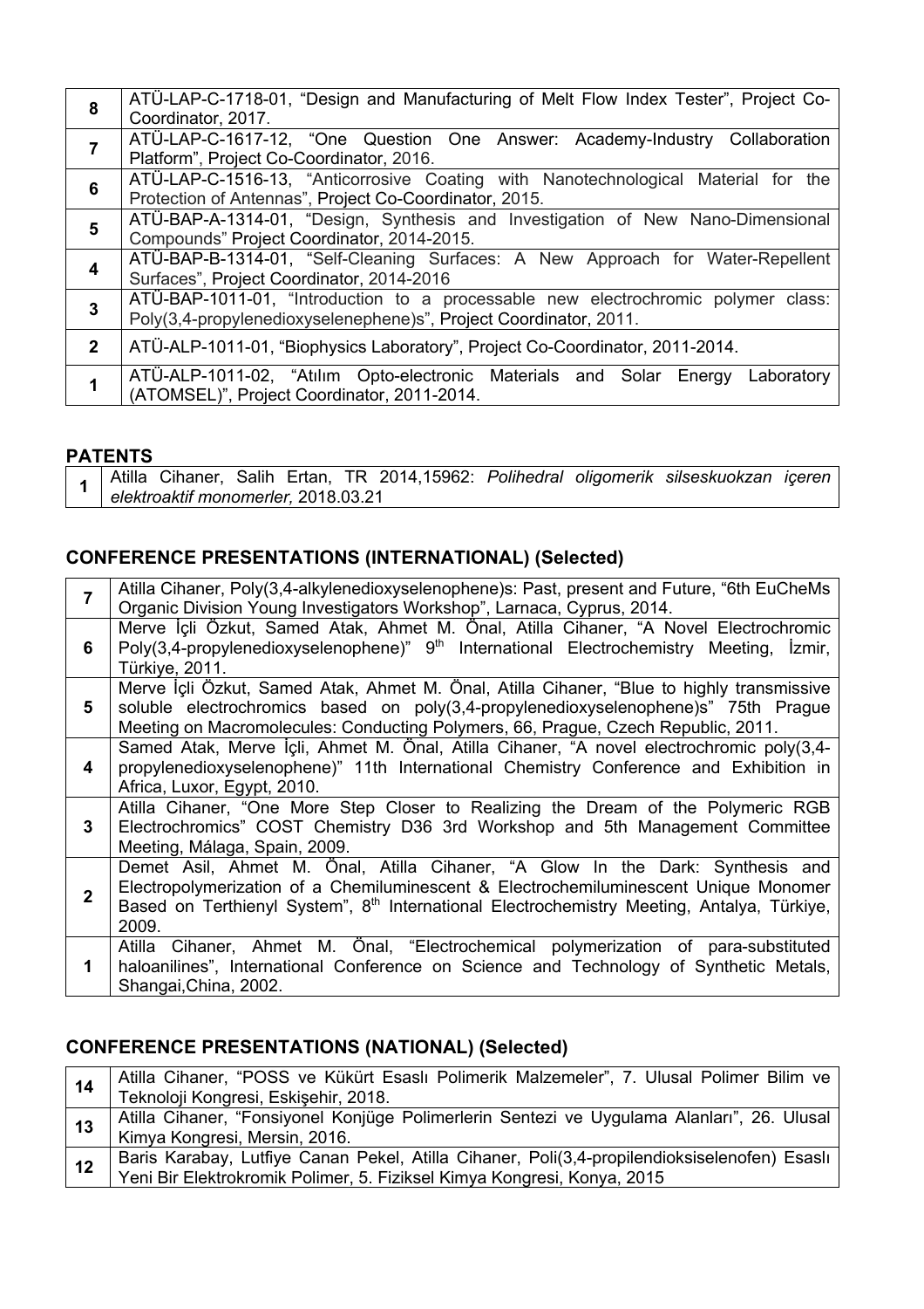| | |
|---|---|
| **8** | ATÜ-LAP-C-1718-01, "Design and Manufacturing of Melt Flow Index Tester", Project Co-Coordinator, 2017. |
| **7** | ATÜ-LAP-C-1617-12, "One Question One Answer: Academy-Industry Collaboration Platform", Project Co-Coordinator, 2016. |
| **6** | ATÜ-LAP-C-1516-13, "Anticorrosive Coating with Nanotechnological Material for the Protection of Antennas", Project Co-Coordinator, 2015. |
| **5** | ATÜ-BAP-A-1314-01, "Design, Synthesis and Investigation of New Nano-Dimensional Compounds" Project Coordinator, 2014-2015. |
| **4** | ATÜ-BAP-B-1314-01, "Self-Cleaning Surfaces: A New Approach for Water-Repellent Surfaces", Project Coordinator, 2014-2016 |
| **3** | ATÜ-BAP-1011-01, "Introduction to a processable new electrochromic polymer class: Poly(3,4-propylenedioxyselenephene)s", Project Coordinator, 2011. |
| **2** | ATÜ-ALP-1011-01, "Biophysics Laboratory", Project Co-Coordinator, 2011-2014. |
| **1** | ATÜ-ALP-1011-02, "Atılım Opto-electronic Materials and Solar Energy Laboratory (ATOMSEL)", Project Coordinator, 2011-2014. |

## PATENTS

| | |
|---|---|
| **1** | Atilla Cihaner, Salih Ertan, TR 2014,15962: *Polihedral oligomerik silseskuokzan içeren elektroaktif monomerler,* 2018.03.21 |

## CONFERENCE PRESENTATIONS (INTERNATIONAL) (Selected)

| | |
|---|---|
| **7** | Atilla Cihaner, Poly(3,4-alkylenedioxyselenophene)s: Past, present and Future, "6th EuCheMs Organic Division Young Investigators Workshop", Larnaca, Cyprus, 2014. |
| **6** | Merve İçli Özkut, Samed Atak, Ahmet M. Önal, Atilla Cihaner, "A Novel Electrochromic Poly(3,4-propylenedioxyselenophene)" 9th International Electrochemistry Meeting, İzmir, Türkiye, 2011. |
| **5** | Merve İçli Özkut, Samed Atak, Ahmet M. Önal, Atilla Cihaner, "Blue to highly transmissive soluble electrochromics based on poly(3,4-propylenedioxyselenophene)s" 75th Prague Meeting on Macromolecules: Conducting Polymers, 66, Prague, Czech Republic, 2011. |
| **4** | Samed Atak, Merve İçli, Ahmet M. Önal, Atilla Cihaner, "A novel electrochromic poly(3,4-propylenedioxyselenophene)" 11th International Chemistry Conference and Exhibition in Africa, Luxor, Egypt, 2010. |
| **3** | Atilla Cihaner, "One More Step Closer to Realizing the Dream of the Polymeric RGB Electrochromics" COST Chemistry D36 3rd Workshop and 5th Management Committee Meeting, Málaga, Spain, 2009. |
| **2** | Demet Asil, Ahmet M. Önal, Atilla Cihaner, "A Glow In the Dark: Synthesis and Electropolymerization of a Chemiluminescent & Electrochemiluminescent Unique Monomer Based on Terthienyl System", 8th International Electrochemistry Meeting, Antalya, Türkiye, 2009. |
| **1** | Atilla Cihaner, Ahmet M. Önal, "Electrochemical polymerization of para-substituted haloanilines", International Conference on Science and Technology of Synthetic Metals, Shangai,China, 2002. |

## CONFERENCE PRESENTATIONS (NATIONAL) (Selected)

| | |
|---|---|
| **14** | Atilla Cihaner, "POSS ve Kükürt Esaslı Polimerik Malzemeler", 7. Ulusal Polimer Bilim ve Teknoloji Kongresi, Eskişehir, 2018. |
| **13** | Atilla Cihaner, "Fonsiyonel Konjüge Polimerlerin Sentezi ve Uygulama Alanları", 26. Ulusal Kimya Kongresi, Mersin, 2016. |
| **12** | Baris Karabay, Lutfiye Canan Pekel, Atilla Cihaner, Poli(3,4-propilendioksiselenofen) Esaslı Yeni Bir Elektrokromik Polimer, 5. Fiziksel Kimya Kongresi, Konya, 2015 |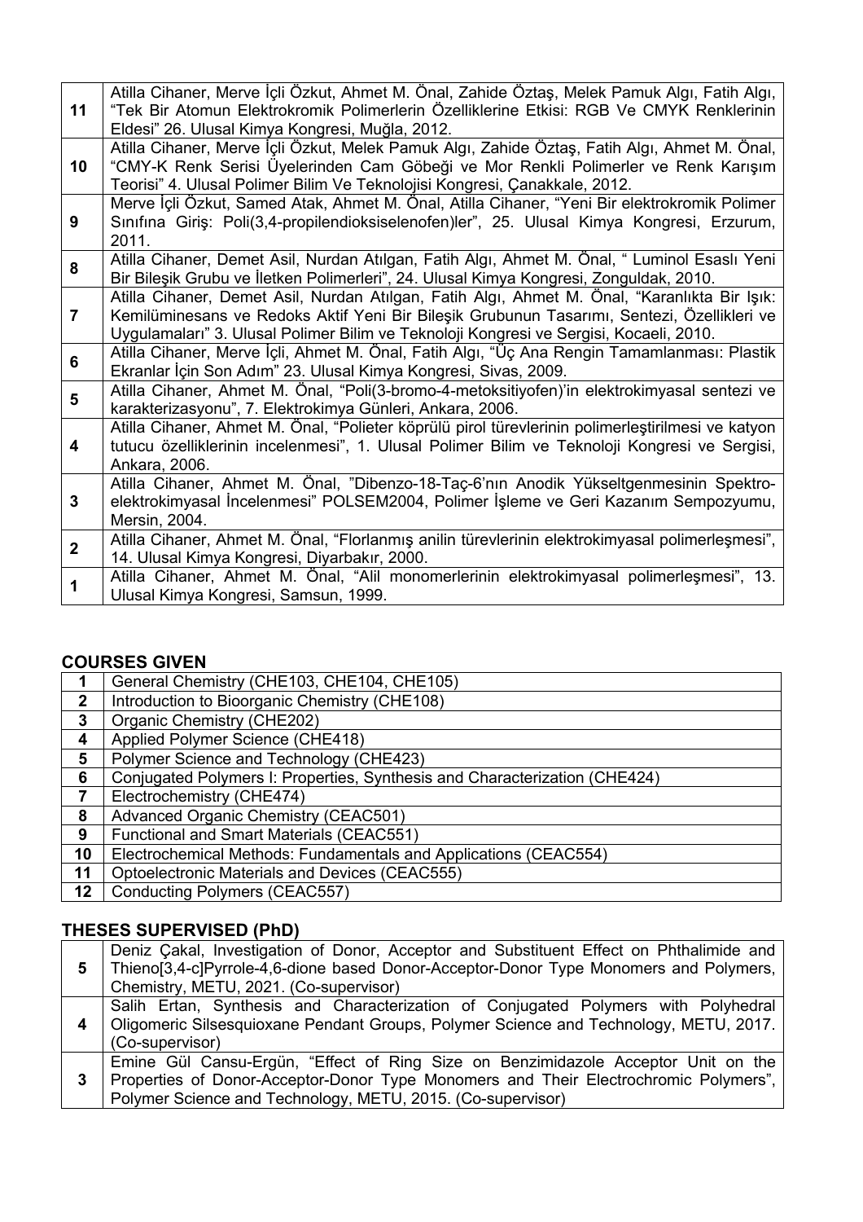| | |
|---|---|
| 11 | Atilla Cihaner, Merve İçli Özkut, Ahmet M. Önal, Zahide Öztaş, Melek Pamuk Algı, Fatih Algı, "Tek Bir Atomun Elektrokromik Polimerlerin Özelliklerine Etkisi: RGB Ve CMYK Renklerinin Eldesi" 26. Ulusal Kimya Kongresi, Muğla, 2012. |
| 10 | Atilla Cihaner, Merve İçli Özkut, Melek Pamuk Algı, Zahide Öztaş, Fatih Algı, Ahmet M. Önal, "CMY-K Renk Serisi Üyelerinden Cam Göbeği ve Mor Renkli Polimerler ve Renk Karışım Teorisi" 4. Ulusal Polimer Bilim Ve Teknolojisi Kongresi, Çanakkale, 2012. |
| 9 | Merve İçli Özkut, Samed Atak, Ahmet M. Önal, Atilla Cihaner, "Yeni Bir elektrokromik Polimer Sınıfına Giriş: Poli(3,4-propilendioksiselenofen)ler", 25. Ulusal Kimya Kongresi, Erzurum, 2011. |
| 8 | Atilla Cihaner, Demet Asil, Nurdan Atılgan, Fatih Algı, Ahmet M. Önal, " Luminol Esaslı Yeni Bir Bileşik Grubu ve İletken Polimerleri", 24. Ulusal Kimya Kongresi, Zonguldak, 2010. |
| 7 | Atilla Cihaner, Demet Asil, Nurdan Atılgan, Fatih Algı, Ahmet M. Önal, "Karanlıkta Bir Işık: Kemilüminesans ve Redoks Aktif Yeni Bir Bileşik Grubunun Tasarımı, Sentezi, Özellikleri ve Uygulamaları" 3. Ulusal Polimer Bilim ve Teknoloji Kongresi ve Sergisi, Kocaeli, 2010. |
| 6 | Atilla Cihaner, Merve İçli, Ahmet M. Önal, Fatih Algı, "Üç Ana Rengin Tamamlanması: Plastik Ekranlar İçin Son Adım" 23. Ulusal Kimya Kongresi, Sivas, 2009. |
| 5 | Atilla Cihaner, Ahmet M. Önal, "Poli(3-bromo-4-metoksitiyofen)'in elektrokimyasal sentezi ve karakterizasyonu", 7. Elektrokimya Günleri, Ankara, 2006. |
| 4 | Atilla Cihaner, Ahmet M. Önal, "Polieter köprülü pirol türevlerinin polimerleştirilmesi ve katyon tutucu özelliklerinin incelenmesi", 1. Ulusal Polimer Bilim ve Teknoloji Kongresi ve Sergisi, Ankara, 2006. |
| 3 | Atilla Cihaner, Ahmet M. Önal, "Dibenzo-18-Taç-6'nın Anodik Yükseltgenmesinin Spektro-elektrokimyasal İncelenmesi" POLSEM2004, Polimer İşleme ve Geri Kazanım Sempozyumu, Mersin, 2004. |
| 2 | Atilla Cihaner, Ahmet M. Önal, "Florlanmış anilin türevlerinin elektrokimyasal polimerleşmesi", 14. Ulusal Kimya Kongresi, Diyarbakır, 2000. |
| 1 | Atilla Cihaner, Ahmet M. Önal, "Alil monomerlerinin elektrokimyasal polimerleşmesi", 13. Ulusal Kimya Kongresi, Samsun, 1999. |

## COURSES GIVEN

| | |
|---|---|
| 1 | General Chemistry (CHE103, CHE104, CHE105) |
| 2 | Introduction to Bioorganic Chemistry (CHE108) |
| 3 | Organic Chemistry (CHE202) |
| 4 | Applied Polymer Science (CHE418) |
| 5 | Polymer Science and Technology (CHE423) |
| 6 | Conjugated Polymers I: Properties, Synthesis and Characterization (CHE424) |
| 7 | Electrochemistry (CHE474) |
| 8 | Advanced Organic Chemistry (CEAC501) |
| 9 | Functional and Smart Materials (CEAC551) |
| 10 | Electrochemical Methods: Fundamentals and Applications (CEAC554) |
| 11 | Optoelectronic Materials and Devices (CEAC555) |
| 12 | Conducting Polymers (CEAC557) |

## THESES SUPERVISED (PhD)

| | |
|---|---|
| 5 | Deniz Çakal, Investigation of Donor, Acceptor and Substituent Effect on Phthalimide and Thieno[3,4-c]Pyrrole-4,6-dione based Donor-Acceptor-Donor Type Monomers and Polymers, Chemistry, METU, 2021. (Co-supervisor) |
| 4 | Salih Ertan, Synthesis and Characterization of Conjugated Polymers with Polyhedral Oligomeric Silsesquioxane Pendant Groups, Polymer Science and Technology, METU, 2017. (Co-supervisor) |
| 3 | Emine Gül Cansu-Ergün, "Effect of Ring Size on Benzimidazole Acceptor Unit on the Properties of Donor-Acceptor-Donor Type Monomers and Their Electrochromic Polymers", Polymer Science and Technology, METU, 2015. (Co-supervisor) |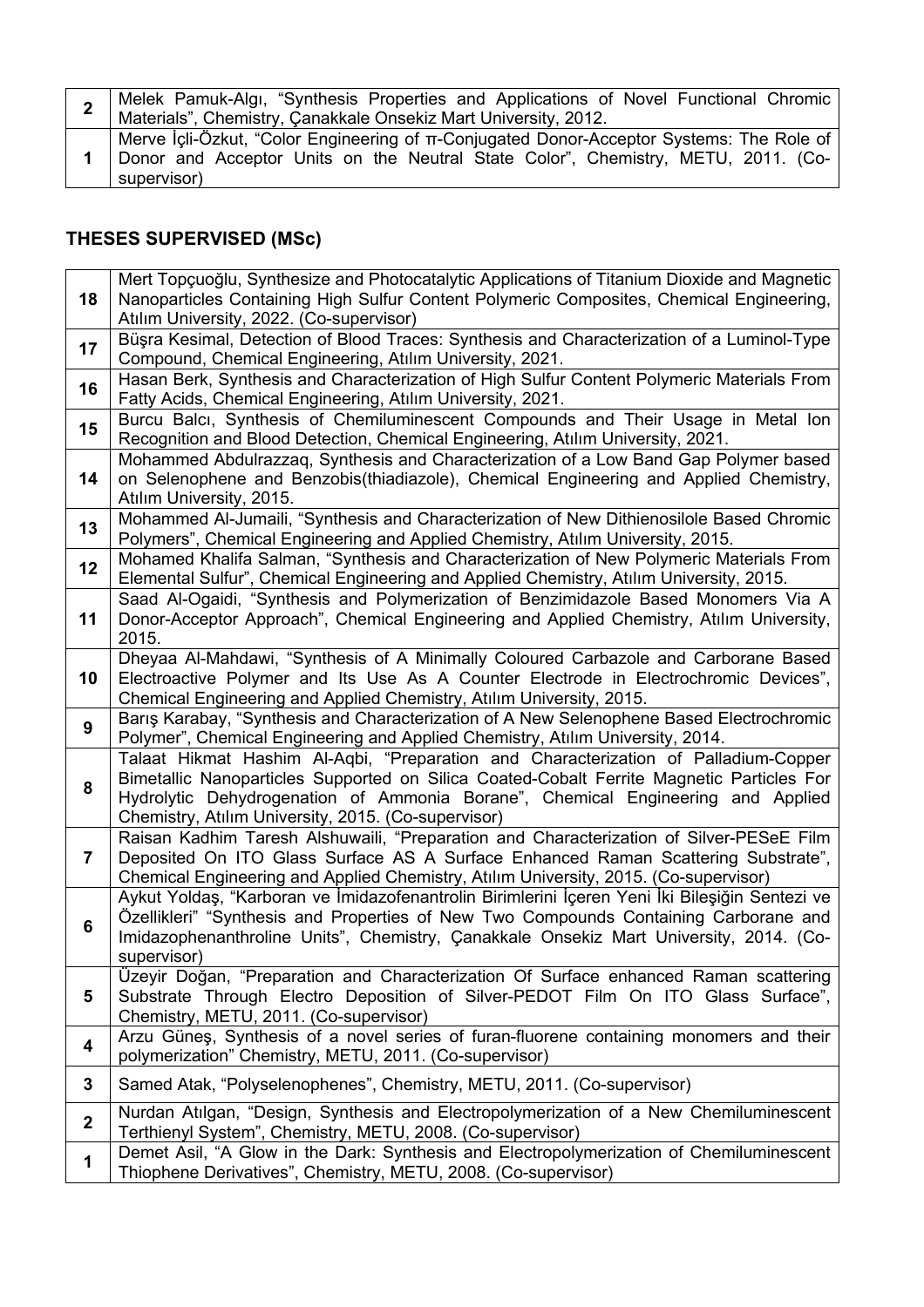| | |
|---|---|
| 2 | Melek Pamuk-Algı, "Synthesis Properties and Applications of Novel Functional Chromic Materials", Chemistry, Çanakkale Onsekiz Mart University, 2012. |
| 1 | Merve İçli-Özkut, "Color Engineering of π-Conjugated Donor-Acceptor Systems: The Role of Donor and Acceptor Units on the Neutral State Color", Chemistry, METU, 2011. (Co-supervisor) |

## THESES SUPERVISED (MSc)

| | |
|---|---|
| 18 | Mert Topçuoğlu, Synthesize and Photocatalytic Applications of Titanium Dioxide and Magnetic Nanoparticles Containing High Sulfur Content Polymeric Composites, Chemical Engineering, Atılım University, 2022. (Co-supervisor) |
| 17 | Büşra Kesimal, Detection of Blood Traces: Synthesis and Characterization of a Luminol-Type Compound, Chemical Engineering, Atılım University, 2021. |
| 16 | Hasan Berk, Synthesis and Characterization of High Sulfur Content Polymeric Materials From Fatty Acids, Chemical Engineering, Atılım University, 2021. |
| 15 | Burcu Balcı, Synthesis of Chemiluminescent Compounds and Their Usage in Metal Ion Recognition and Blood Detection, Chemical Engineering, Atılım University, 2021. |
| 14 | Mohammed Abdulrazzaq, Synthesis and Characterization of a Low Band Gap Polymer based on Selenophene and Benzobis(thiadiazole), Chemical Engineering and Applied Chemistry, Atılım University, 2015. |
| 13 | Mohammed Al-Jumaili, "Synthesis and Characterization of New Dithienosilole Based Chromic Polymers", Chemical Engineering and Applied Chemistry, Atılım University, 2015. |
| 12 | Mohamed Khalifa Salman, "Synthesis and Characterization of New Polymeric Materials From Elemental Sulfur", Chemical Engineering and Applied Chemistry, Atılım University, 2015. |
| 11 | Saad Al-Ogaidi, "Synthesis and Polymerization of Benzimidazole Based Monomers Via A Donor-Acceptor Approach", Chemical Engineering and Applied Chemistry, Atılım University, 2015. |
| 10 | Dheyaa Al-Mahdawi, "Synthesis of A Minimally Coloured Carbazole and Carborane Based Electroactive Polymer and Its Use As A Counter Electrode in Electrochromic Devices", Chemical Engineering and Applied Chemistry, Atılım University, 2015. |
| 9 | Barış Karabay, "Synthesis and Characterization of A New Selenophene Based Electrochromic Polymer", Chemical Engineering and Applied Chemistry, Atılım University, 2014. |
| 8 | Talaat Hikmat Hashim Al-Aqbi, "Preparation and Characterization of Palladium-Copper Bimetallic Nanoparticles Supported on Silica Coated-Cobalt Ferrite Magnetic Particles For Hydrolytic Dehydrogenation of Ammonia Borane", Chemical Engineering and Applied Chemistry, Atılım University, 2015. (Co-supervisor) |
| 7 | Raisan Kadhim Taresh Alshuwaili, "Preparation and Characterization of Silver-PESeE Film Deposited On ITO Glass Surface AS A Surface Enhanced Raman Scattering Substrate", Chemical Engineering and Applied Chemistry, Atılım University, 2015. (Co-supervisor) |
| 6 | Aykut Yoldaş, "Karboran ve İmidazofenantrolin Birimlerini İçeren Yeni İki Bileşiğin Sentezi ve Özellikleri" "Synthesis and Properties of New Two Compounds Containing Carborane and Imidazophenanthroline Units", Chemistry, Çanakkale Onsekiz Mart University, 2014. (Co-supervisor) |
| 5 | Üzeyir Doğan, "Preparation and Characterization Of Surface enhanced Raman scattering Substrate Through Electro Deposition of Silver-PEDOT Film On ITO Glass Surface", Chemistry, METU, 2011. (Co-supervisor) |
| 4 | Arzu Güneş, Synthesis of a novel series of furan-fluorene containing monomers and their polymerization" Chemistry, METU, 2011. (Co-supervisor) |
| 3 | Samed Atak, "Polyselenophenes", Chemistry, METU, 2011. (Co-supervisor) |
| 2 | Nurdan Atılgan, "Design, Synthesis and Electropolymerization of a New Chemiluminescent Terthienyl System", Chemistry, METU, 2008. (Co-supervisor) |
| 1 | Demet Asil, "A Glow in the Dark: Synthesis and Electropolymerization of Chemiluminescent Thiophene Derivatives", Chemistry, METU, 2008. (Co-supervisor) |